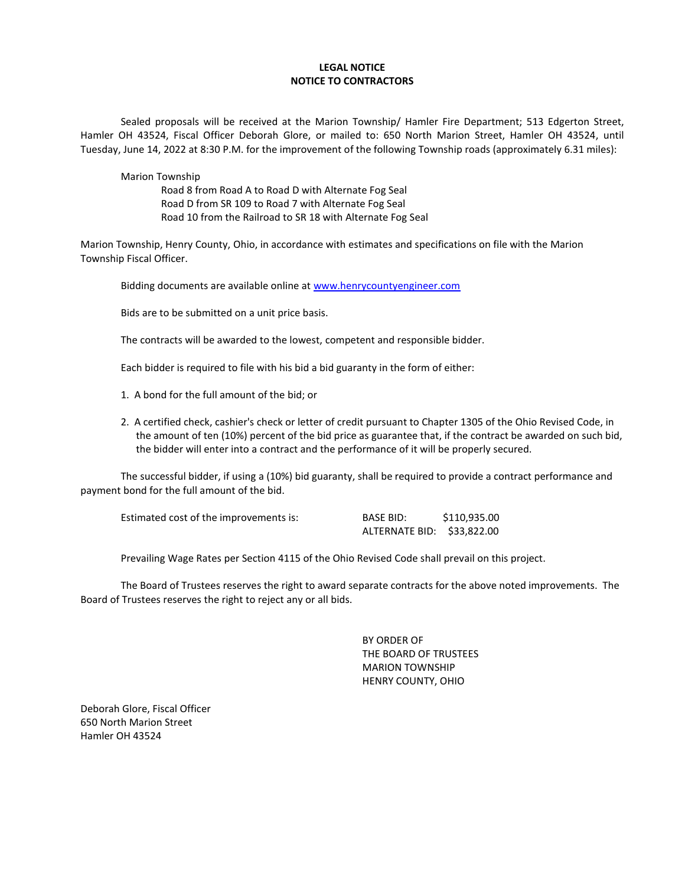# LEGAL NOTICE
## NOTICE TO CONTRACTORS

Sealed proposals will be received at the Marion Township/ Hamler Fire Department; 513 Edgerton Street, Hamler OH 43524, Fiscal Officer Deborah Glore, or mailed to: 650 North Marion Street, Hamler OH 43524, until Tuesday, June 14, 2022 at 8:30 P.M. for the improvement of the following Township roads (approximately 6.31 miles):

Marion Township
- Road 8 from Road A to Road D with Alternate Fog Seal
- Road D from SR 109 to Road 7 with Alternate Fog Seal
- Road 10 from the Railroad to SR 18 with Alternate Fog Seal

Marion Township, Henry County, Ohio, in accordance with estimates and specifications on file with the Marion Township Fiscal Officer.

Bidding documents are available online at [www.henrycountyengineer.com](www.henrycountyengineer.com)

Bids are to be submitted on a unit price basis.

The contracts will be awarded to the lowest, competent and responsible bidder.

Each bidder is required to file with his bid a bid guaranty in the form of either:

1. A bond for the full amount of the bid; or
2. A certified check, cashier's check or letter of credit pursuant to Chapter 1305 of the Ohio Revised Code, in the amount of ten (10%) percent of the bid price as guarantee that, if the contract be awarded on such bid, the bidder will enter into a contract and the performance of it will be properly secured.

The successful bidder, if using a (10%) bid guaranty, shall be required to provide a contract performance and payment bond for the full amount of the bid.

| Estimated cost of the improvements is: | BASE BID: | $110,935.00 |
|---|---|---|
| | ALTERNATE BID: | $33,822.00 |

Prevailing Wage Rates per Section 4115 of the Ohio Revised Code shall prevail on this project.

The Board of Trustees reserves the right to award separate contracts for the above noted improvements. The Board of Trustees reserves the right to reject any or all bids.

BY ORDER OF
THE BOARD OF TRUSTEES
MARION TOWNSHIP
HENRY COUNTY, OHIO

Deborah Glore, Fiscal Officer
650 North Marion Street
Hamler OH 43524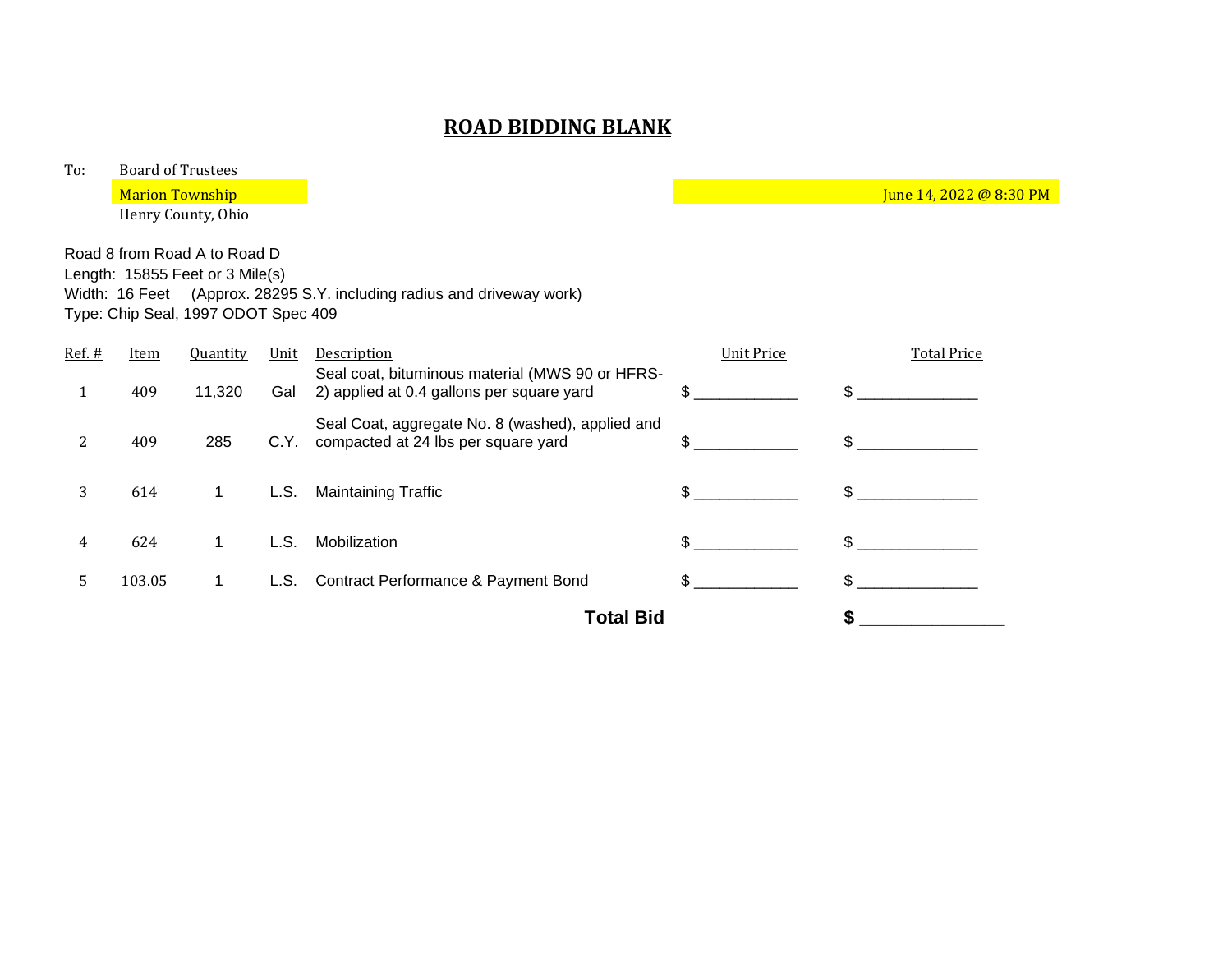# ROAD BIDDING BLANK

To: Board of Trustees
Marion Township
Henry County, Ohio

June 14, 2022 @ 8:30 PM

Road 8 from Road A to Road D
Length: 15855 Feet or 3 Mile(s)
Width: 16 Feet (Approx. 28295 S.Y. including radius and driveway work)
Type: Chip Seal, 1997 ODOT Spec 409

| Ref. # | Item | Quantity | Unit | Description | Unit Price | Total Price |
|---|---|---|---|---|---|---|
| 1 | 409 | 11,320 | Gal | Seal coat, bituminous material (MWS 90 or HFRS-2) applied at 0.4 gallons per square yard | $ ____________ | $ ______________ |
| 2 | 409 | 285 | C.Y. | Seal Coat, aggregate No. 8 (washed), applied and compacted at 24 lbs per square yard | $ ____________ | $ ______________ |
| 3 | 614 | 1 | L.S. | Maintaining Traffic | $ ____________ | $ ______________ |
| 4 | 624 | 1 | L.S. | Mobilization | $ ____________ | $ ______________ |
| 5 | 103.05 | 1 | L.S. | Contract Performance & Payment Bond | $ ____________ | $ ______________ |
| | | | | **Total Bid** | | **$** ________________ |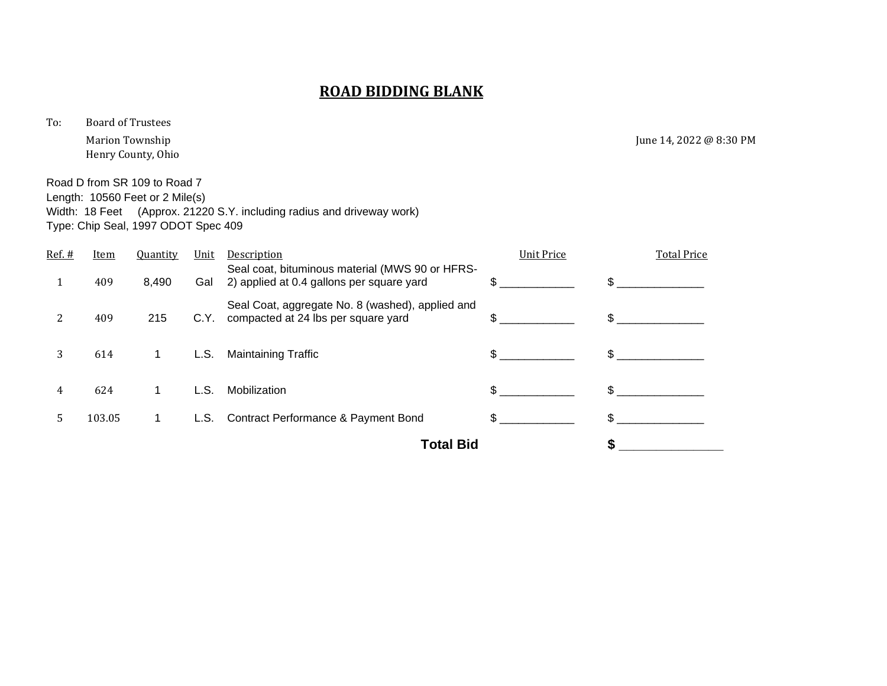# ROAD BIDDING BLANK

To: Board of Trustees
Marion Township
Henry County, Ohio

June 14, 2022 @ 8:30 PM

Road D from SR 109 to Road 7
Length: 10560 Feet or 2 Mile(s)
Width: 18 Feet (Approx. 21220 S.Y. including radius and driveway work)
Type: Chip Seal, 1997 ODOT Spec 409

| Ref. # | Item | Quantity | Unit | Description | Unit Price | Total Price |
|---|---|---|---|---|---|---|
| 1 | 409 | 8,490 | Gal | Seal coat, bituminous material (MWS 90 or HFRS-2) applied at 0.4 gallons per square yard | $ ____________ | $ ______________ |
| 2 | 409 | 215 | C.Y. | Seal Coat, aggregate No. 8 (washed), applied and compacted at 24 lbs per square yard | $ ____________ | $ ______________ |
| 3 | 614 | 1 | L.S. | Maintaining Traffic | $ ____________ | $ ______________ |
| 4 | 624 | 1 | L.S. | Mobilization | $ ____________ | $ ______________ |
| 5 | 103.05 | 1 | L.S. | Contract Performance & Payment Bond | $ ____________ | $ ______________ |
| | | | | **Total Bid** | | **$** ________________ |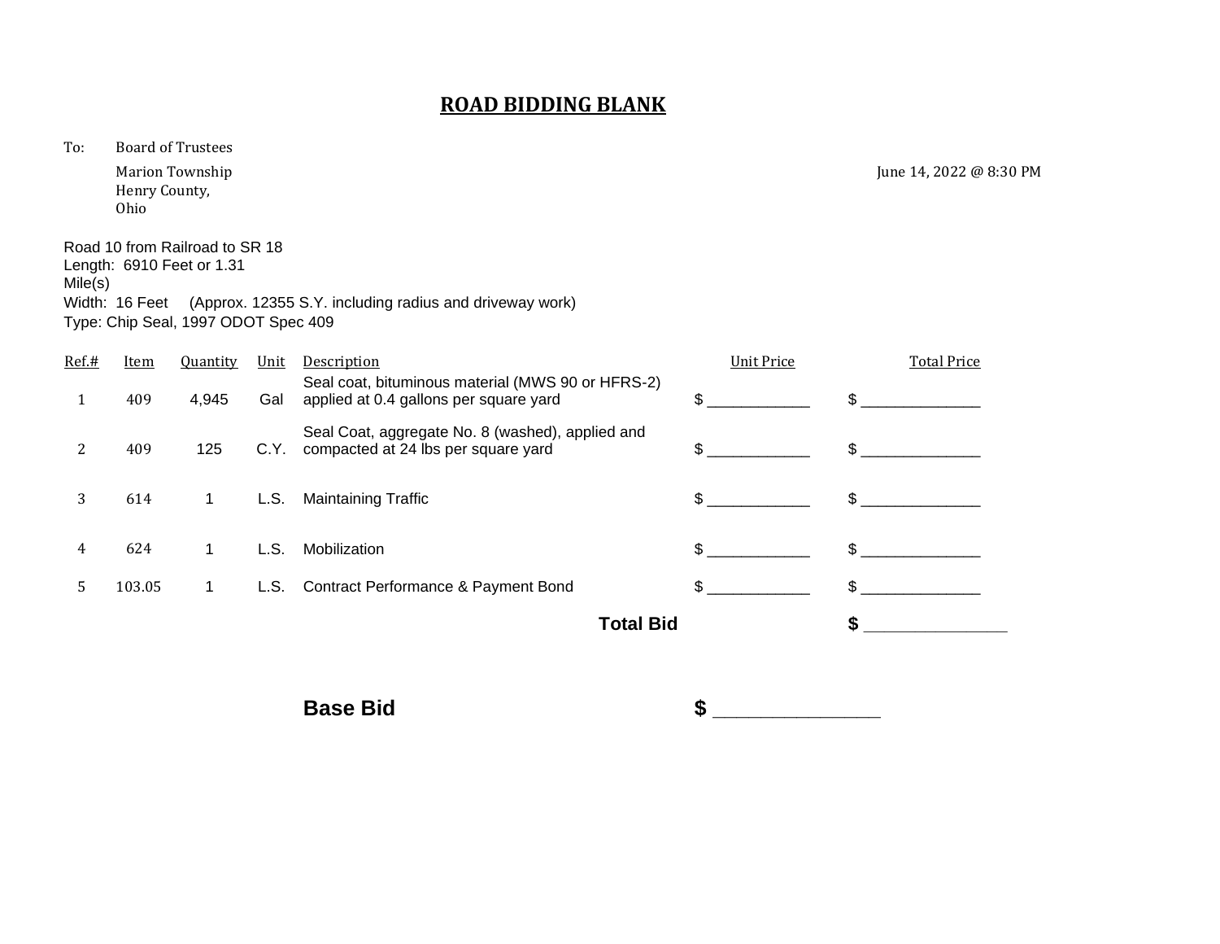# ROAD BIDDING BLANK

To: Board of Trustees
Marion Township
Henry County,
Ohio

June 14, 2022 @ 8:30 PM

Road 10 from Railroad to SR 18
Length: 6910 Feet or 1.31 Mile(s)
Width: 16 Feet (Approx. 12355 S.Y. including radius and driveway work)
Type: Chip Seal, 1997 ODOT Spec 409

| Ref.# | Item | Quantity | Unit | Description | Unit Price | Total Price |
|---|---|---|---|---|---|---|
| 1 | 409 | 4,945 | Gal | Seal coat, bituminous material (MWS 90 or HFRS-2) applied at 0.4 gallons per square yard | $ ____________ | $ ______________ |
| 2 | 409 | 125 | C.Y. | Seal Coat, aggregate No. 8 (washed), applied and compacted at 24 lbs per square yard | $ ____________ | $ ______________ |
| 3 | 614 | 1 | L.S. | Maintaining Traffic | $ ____________ | $ ______________ |
| 4 | 624 | 1 | L.S. | Mobilization | $ ____________ | $ ______________ |
| 5 | 103.05 | 1 | L.S. | Contract Performance & Payment Bond | $ ____________ | $ ______________ |
| | | | | **Total Bid** | | **$** ________________ |

**Base Bid** **$** ________________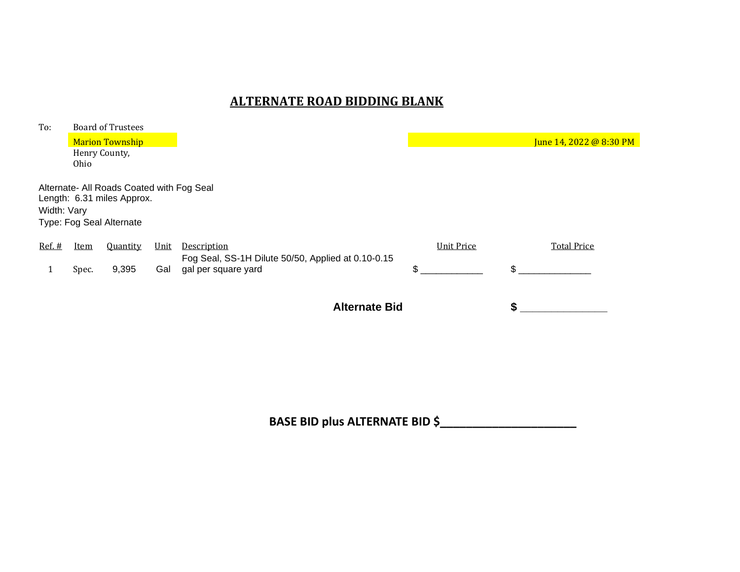# ALTERNATE ROAD BIDDING BLANK

To: Board of Trustees
Marion Township
Henry County,
Ohio

June 14, 2022 @ 8:30 PM

Alternate- All Roads Coated with Fog Seal
Length: 6.31 miles Approx.
Width: Vary
Type: Fog Seal Alternate

| Ref. # | Item | Quantity | Unit | Description | Unit Price | Total Price |
|---|---|---|---|---|---|---|
| 1 | Spec. | 9,395 | Gal | Fog Seal, SS-1H Dilute 50/50, Applied at 0.10-0.15 gal per square yard | $ ____________ | $ ______________ |

**Alternate Bid** **$** _________________

**BASE BID plus ALTERNATE BID $____________________**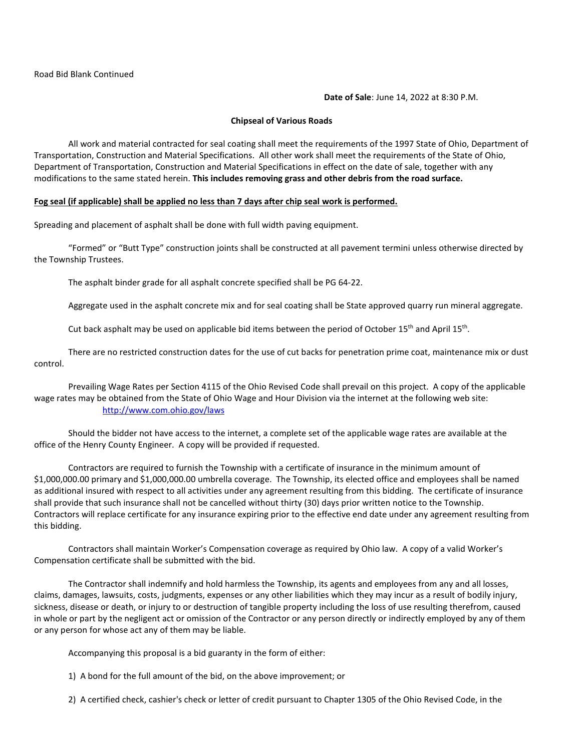Road Bid Blank Continued

**Date of Sale**: June 14, 2022 at 8:30 P.M.

**Chipseal of Various Roads**

All work and material contracted for seal coating shall meet the requirements of the 1997 State of Ohio, Department of Transportation, Construction and Material Specifications. All other work shall meet the requirements of the State of Ohio, Department of Transportation, Construction and Material Specifications in effect on the date of sale, together with any modifications to the same stated herein. **This includes removing grass and other debris from the road surface.**

**Fog seal (if applicable) shall be applied no less than 7 days after chip seal work is performed.**

Spreading and placement of asphalt shall be done with full width paving equipment.

"Formed" or "Butt Type" construction joints shall be constructed at all pavement termini unless otherwise directed by the Township Trustees.

The asphalt binder grade for all asphalt concrete specified shall be PG 64-22.

Aggregate used in the asphalt concrete mix and for seal coating shall be State approved quarry run mineral aggregate.

Cut back asphalt may be used on applicable bid items between the period of October 15th and April 15th.

There are no restricted construction dates for the use of cut backs for penetration prime coat, maintenance mix or dust control.

Prevailing Wage Rates per Section 4115 of the Ohio Revised Code shall prevail on this project. A copy of the applicable wage rates may be obtained from the State of Ohio Wage and Hour Division via the internet at the following web site:
http://www.com.ohio.gov/laws

Should the bidder not have access to the internet, a complete set of the applicable wage rates are available at the office of the Henry County Engineer. A copy will be provided if requested.

Contractors are required to furnish the Township with a certificate of insurance in the minimum amount of $1,000,000.00 primary and $1,000,000.00 umbrella coverage. The Township, its elected office and employees shall be named as additional insured with respect to all activities under any agreement resulting from this bidding. The certificate of insurance shall provide that such insurance shall not be cancelled without thirty (30) days prior written notice to the Township. Contractors will replace certificate for any insurance expiring prior to the effective end date under any agreement resulting from this bidding.

Contractors shall maintain Worker's Compensation coverage as required by Ohio law. A copy of a valid Worker's Compensation certificate shall be submitted with the bid.

The Contractor shall indemnify and hold harmless the Township, its agents and employees from any and all losses, claims, damages, lawsuits, costs, judgments, expenses or any other liabilities which they may incur as a result of bodily injury, sickness, disease or death, or injury to or destruction of tangible property including the loss of use resulting therefrom, caused in whole or part by the negligent act or omission of the Contractor or any person directly or indirectly employed by any of them or any person for whose act any of them may be liable.

Accompanying this proposal is a bid guaranty in the form of either:

1) A bond for the full amount of the bid, on the above improvement; or

2) A certified check, cashier's check or letter of credit pursuant to Chapter 1305 of the Ohio Revised Code, in the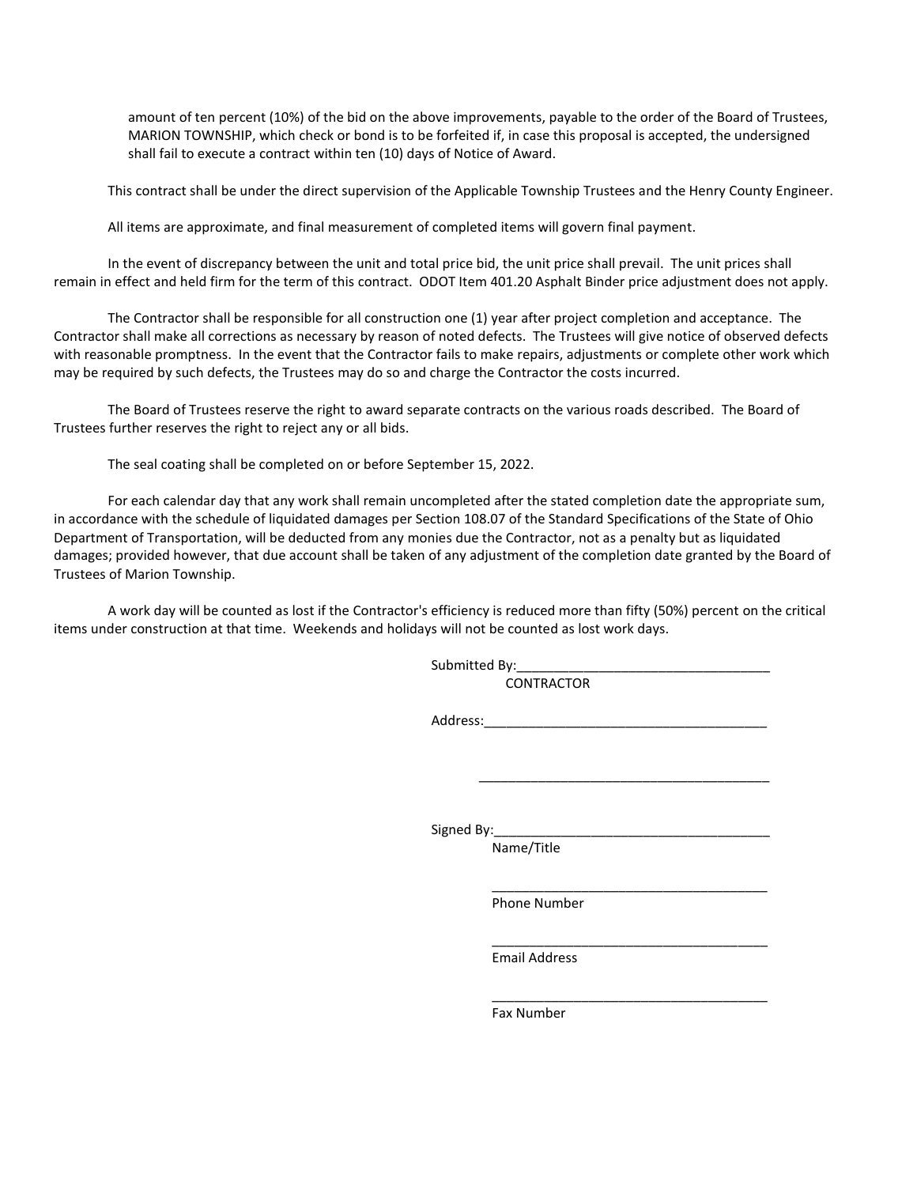amount of ten percent (10%) of the bid on the above improvements, payable to the order of the Board of Trustees, MARION TOWNSHIP, which check or bond is to be forfeited if, in case this proposal is accepted, the undersigned shall fail to execute a contract within ten (10) days of Notice of Award.

This contract shall be under the direct supervision of the Applicable Township Trustees and the Henry County Engineer.

All items are approximate, and final measurement of completed items will govern final payment.

In the event of discrepancy between the unit and total price bid, the unit price shall prevail. The unit prices shall remain in effect and held firm for the term of this contract. ODOT Item 401.20 Asphalt Binder price adjustment does not apply.

The Contractor shall be responsible for all construction one (1) year after project completion and acceptance. The Contractor shall make all corrections as necessary by reason of noted defects. The Trustees will give notice of observed defects with reasonable promptness. In the event that the Contractor fails to make repairs, adjustments or complete other work which may be required by such defects, the Trustees may do so and charge the Contractor the costs incurred.

The Board of Trustees reserve the right to award separate contracts on the various roads described. The Board of Trustees further reserves the right to reject any or all bids.

The seal coating shall be completed on or before September 15, 2022.

For each calendar day that any work shall remain uncompleted after the stated completion date the appropriate sum, in accordance with the schedule of liquidated damages per Section 108.07 of the Standard Specifications of the State of Ohio Department of Transportation, will be deducted from any monies due the Contractor, not as a penalty but as liquidated damages; provided however, that due account shall be taken of any adjustment of the completion date granted by the Board of Trustees of Marion Township.

A work day will be counted as lost if the Contractor's efficiency is reduced more than fifty (50%) percent on the critical items under construction at that time. Weekends and holidays will not be counted as lost work days.

Submitted By:___________________________________
CONTRACTOR

Address:_______________________________________

_______________________________________

Signed By:_____________________________________
Name/Title

_______________________________________
Phone Number

_______________________________________
Email Address

_______________________________________
Fax Number